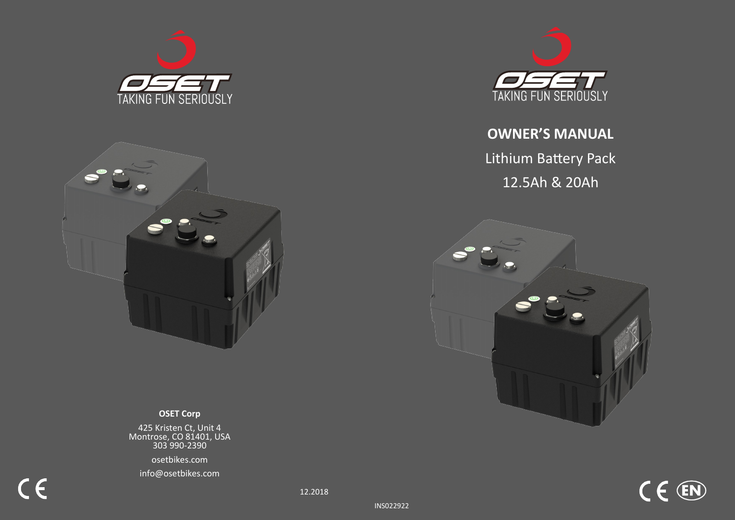OSET

TAKING FUN SERIOUSLY

**OSET Corp**

425 Kristen Ct, Unit 4
Montrose, CO 81401, USA
303 990-2390

osetbikes.com

info@osetbikes.com

CE

12.2018

INS022922

OSET

TAKING FUN SERIOUSLY

# OWNER'S MANUAL

Lithium Battery Pack

12.5Ah & 20Ah

CE EN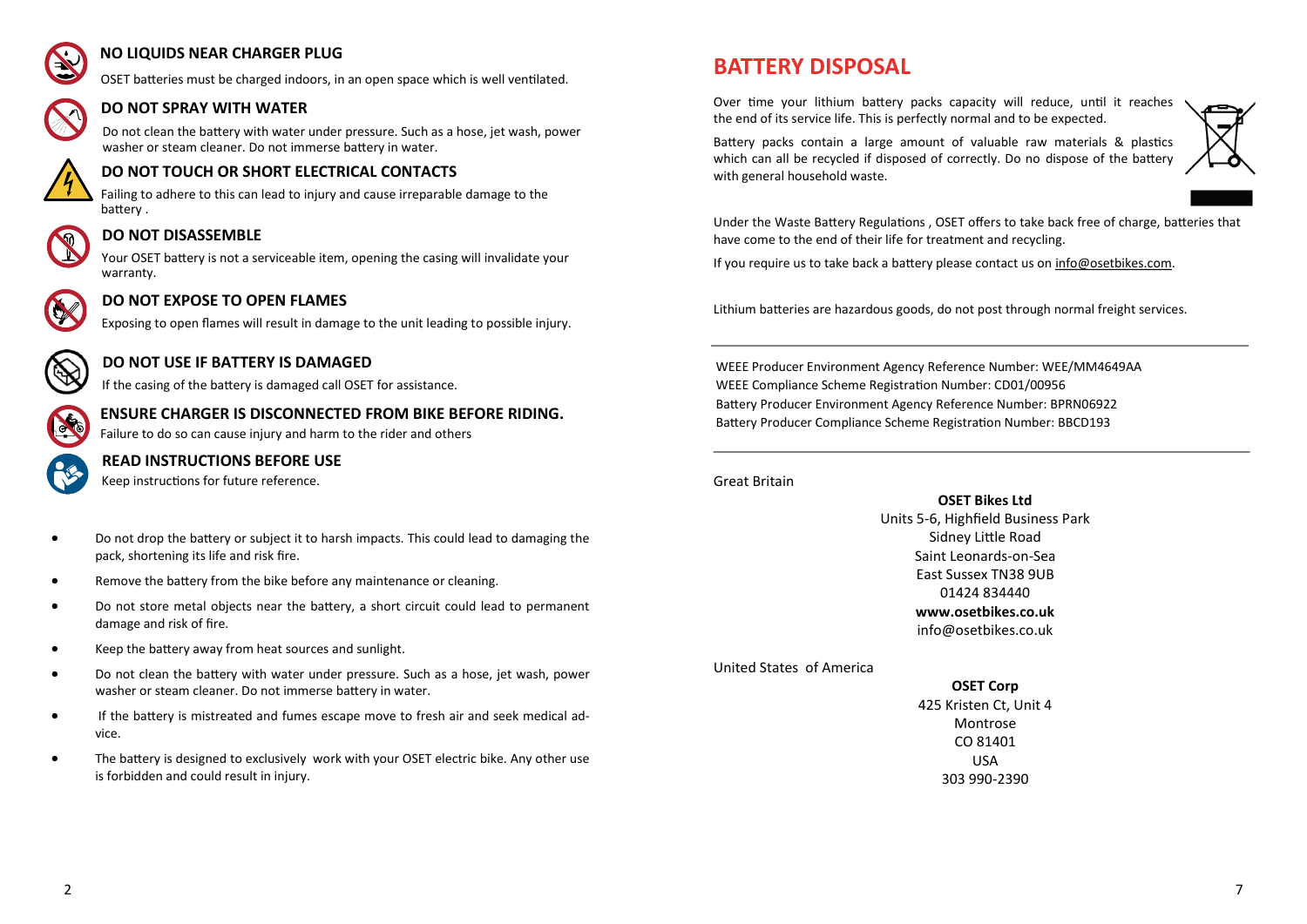### NO LIQUIDS NEAR CHARGER PLUG

OSET batteries must be charged indoors, in an open space which is well ventilated.

### DO NOT SPRAY WITH WATER

Do not clean the battery with water under pressure. Such as a hose, jet wash, power washer or steam cleaner. Do not immerse battery in water.

### DO NOT TOUCH OR SHORT ELECTRICAL CONTACTS

Failing to adhere to this can lead to injury and cause irreparable damage to the battery .

### DO NOT DISASSEMBLE

Your OSET battery is not a serviceable item, opening the casing will invalidate your warranty.

### DO NOT EXPOSE TO OPEN FLAMES

Exposing to open flames will result in damage to the unit leading to possible injury.

### DO NOT USE IF BATTERY IS DAMAGED

If the casing of the battery is damaged call OSET for assistance.

### ENSURE CHARGER IS DISCONNECTED FROM BIKE BEFORE RIDING.

Failure to do so can cause injury and harm to the rider and others

### READ INSTRUCTIONS BEFORE USE

Keep instructions for future reference.

- Do not drop the battery or subject it to harsh impacts. This could lead to damaging the pack, shortening its life and risk fire.
- Remove the battery from the bike before any maintenance or cleaning.
- Do not store metal objects near the battery, a short circuit could lead to permanent damage and risk of fire.
- Keep the battery away from heat sources and sunlight.
- Do not clean the battery with water under pressure. Such as a hose, jet wash, power washer or steam cleaner. Do not immerse battery in water.
- If the battery is mistreated and fumes escape move to fresh air and seek medical advice.
- The battery is designed to exclusively work with your OSET electric bike. Any other use is forbidden and could result in injury.

## BATTERY DISPOSAL

Over time your lithium battery packs capacity will reduce, until it reaches the end of its service life. This is perfectly normal and to be expected.

Battery packs contain a large amount of valuable raw materials & plastics which can all be recycled if disposed of correctly. Do no dispose of the battery with general household waste.

Under the Waste Battery Regulations , OSET offers to take back free of charge, batteries that have come to the end of their life for treatment and recycling.

If you require us to take back a battery please contact us on info@osetbikes.com.

Lithium batteries are hazardous goods, do not post through normal freight services.

---

WEEE Producer Environment Agency Reference Number: WEE/MM4649AA
WEEE Compliance Scheme Registration Number: CD01/00956
Battery Producer Environment Agency Reference Number: BPRN06922
Battery Producer Compliance Scheme Registration Number: BBCD193

---

Great Britain

**OSET Bikes Ltd**
Units 5-6, Highfield Business Park
Sidney Little Road
Saint Leonards-on-Sea
East Sussex TN38 9UB
01424 834440
**www.osetbikes.co.uk**
info@osetbikes.co.uk

United States of America

**OSET Corp**
425 Kristen Ct, Unit 4
Montrose
CO 81401
USA
303 990-2390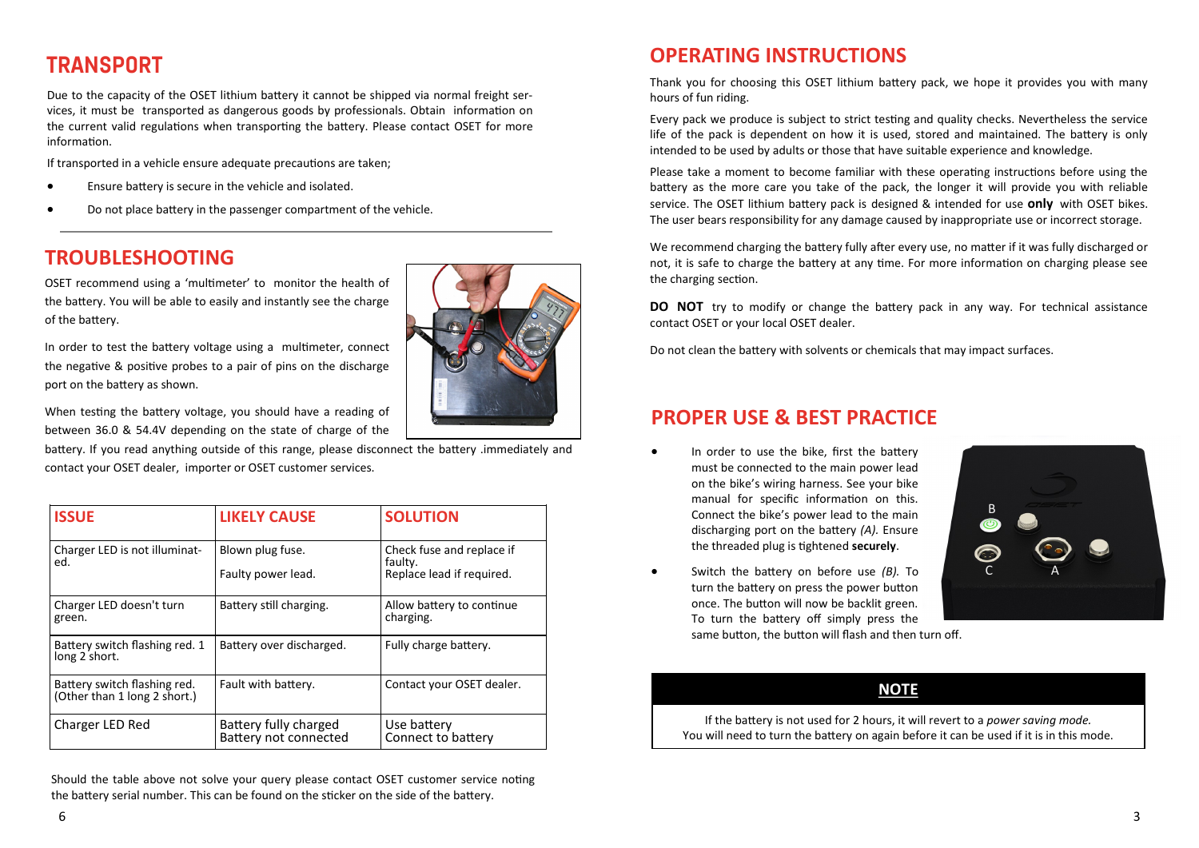## TRANSPORT

Due to the capacity of the OSET lithium battery it cannot be shipped via normal freight services, it must be transported as dangerous goods by professionals. Obtain information on the current valid regulations when transporting the battery. Please contact OSET for more information.

If transported in a vehicle ensure adequate precautions are taken;

- Ensure battery is secure in the vehicle and isolated.
- Do not place battery in the passenger compartment of the vehicle.

## TROUBLESHOOTING

OSET recommend using a 'multimeter' to monitor the health of the battery. You will be able to easily and instantly see the charge of the battery.

In order to test the battery voltage using a multimeter, connect the negative & positive probes to a pair of pins on the discharge port on the battery as shown.

When testing the battery voltage, you should have a reading of between 36.0 & 54.4V depending on the state of charge of the battery. If you read anything outside of this range, please disconnect the battery .immediately and contact your OSET dealer, importer or OSET customer services.

| ISSUE | LIKELY CAUSE | SOLUTION |
|---|---|---|
| Charger LED is not illuminated. | Blown plug fuse.<br>Faulty power lead. | Check fuse and replace if faulty.<br>Replace lead if required. |
| Charger LED doesn't turn green. | Battery still charging. | Allow battery to continue charging. |
| Battery switch flashing red. 1 long 2 short. | Battery over discharged. | Fully charge battery. |
| Battery switch flashing red. (Other than 1 long 2 short.) | Fault with battery. | Contact your OSET dealer. |
| Charger LED Red | Battery fully charged<br>Battery not connected | Use battery<br>Connect to battery |

Should the table above not solve your query please contact OSET customer service noting the battery serial number. This can be found on the sticker on the side of the battery.

## OPERATING INSTRUCTIONS

Thank you for choosing this OSET lithium battery pack, we hope it provides you with many hours of fun riding.

Every pack we produce is subject to strict testing and quality checks. Nevertheless the service life of the pack is dependent on how it is used, stored and maintained. The battery is only intended to be used by adults or those that have suitable experience and knowledge.

Please take a moment to become familiar with these operating instructions before using the battery as the more care you take of the pack, the longer it will provide you with reliable service. The OSET lithium battery pack is designed & intended for use **only** with OSET bikes. The user bears responsibility for any damage caused by inappropriate use or incorrect storage.

We recommend charging the battery fully after every use, no matter if it was fully discharged or not, it is safe to charge the battery at any time. For more information on charging please see the charging section.

**DO NOT** try to modify or change the battery pack in any way. For technical assistance contact OSET or your local OSET dealer.

Do not clean the battery with solvents or chemicals that may impact surfaces.

## PROPER USE & BEST PRACTICE

- In order to use the bike, first the battery must be connected to the main power lead on the bike's wiring harness. See your bike manual for specific information on this. Connect the bike's power lead to the main discharging port on the battery *(A).* Ensure the threaded plug is tightened **securely**.
- Switch the battery on before use *(B).* To turn the battery on press the power button once. The button will now be backlit green. To turn the battery off simply press the same button, the button will flash and then turn off.

B

C

A

**NOTE**

If the battery is not used for 2 hours, it will revert to a *power saving mode.*
You will need to turn the battery on again before it can be used if it is in this mode.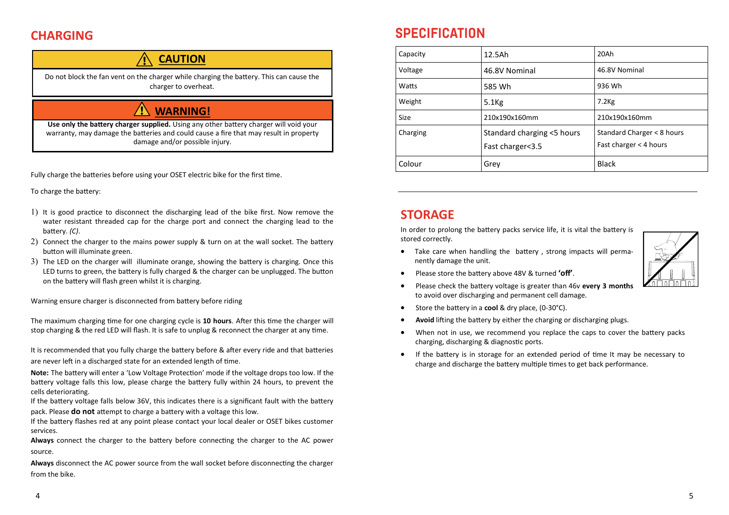## CHARGING

**⚠ CAUTION**

Do not block the fan vent on the charger while charging the battery. This can cause the charger to overheat.

**⚠ WARNING!**

**Use only the battery charger supplied.** Using any other battery charger will void your warranty, may damage the batteries and could cause a fire that may result in property damage and/or possible injury.

Fully charge the batteries before using your OSET electric bike for the first time.

To charge the battery:

1) It is good practice to disconnect the discharging lead of the bike first. Now remove the water resistant threaded cap for the charge port and connect the charging lead to the battery. *(C).*
2) Connect the charger to the mains power supply & turn on at the wall socket. The battery button will illuminate green.
3) The LED on the charger will illuminate orange, showing the battery is charging. Once this LED turns to green, the battery is fully charged & the charger can be unplugged. The button on the battery will flash green whilst it is charging.

Warning ensure charger is disconnected from battery before riding

The maximum charging time for one charging cycle is **10 hours**. After this time the charger will stop charging & the red LED will flash. It is safe to unplug & reconnect the charger at any time.

It is recommended that you fully charge the battery before & after every ride and that batteries are never left in a discharged state for an extended length of time.

**Note:** The battery will enter a 'Low Voltage Protection' mode if the voltage drops too low. If the battery voltage falls this low, please charge the battery fully within 24 hours, to prevent the cells deteriorating.

If the battery voltage falls below 36V, this indicates there is a significant fault with the battery pack. Please **do not** attempt to charge a battery with a voltage this low.

If the battery flashes red at any point please contact your local dealer or OSET bikes customer services.

**Always** connect the charger to the battery before connecting the charger to the AC power source.

**Always** disconnect the AC power source from the wall socket before disconnecting the charger from the bike.

## SPECIFICATION

| | | |
|---|---|---|
| Capacity | 12.5Ah | 20Ah |
| Voltage | 46.8V Nominal | 46.8V Nominal |
| Watts | 585 Wh | 936 Wh |
| Weight | 5.1Kg | 7.2Kg |
| Size | 210x190x160mm | 210x190x160mm |
| Charging | Standard charging <5 hours<br>Fast charger<3.5 | Standard Charger < 8 hours<br>Fast charger < 4 hours |
| Colour | Grey | Black |

## STORAGE

In order to prolong the battery packs service life, it is vital the battery is stored correctly.

- Take care when handling the battery , strong impacts will permanently damage the unit.
- Please store the battery above 48V & turned **'off'**.
- Please check the battery voltage is greater than 46v **every 3 months** to avoid over discharging and permanent cell damage.
- Store the battery in a **cool** & dry place, (0-30°C).
- **Avoid** lifting the battery by either the charging or discharging plugs.
- When not in use, we recommend you replace the caps to cover the battery packs charging, discharging & diagnostic ports.
- If the battery is in storage for an extended period of time It may be necessary to charge and discharge the battery multiple times to get back performance.